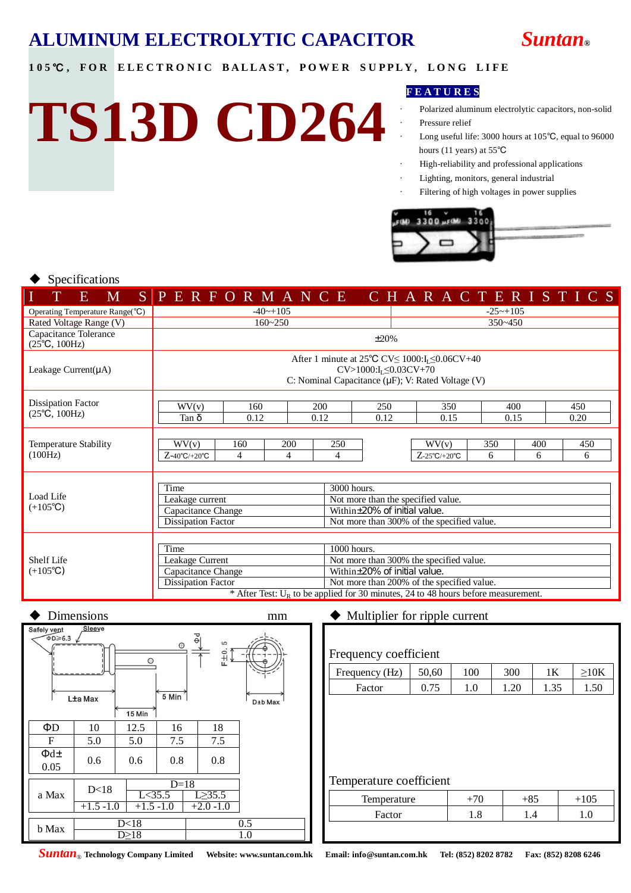# ALUMINUM ELECTROLYTIC CAPACITOR

**Suntan®**

**105℃, FOR ELECTRONIC BALLAST, POWER SUPPLY, LONG LIFE**

# TS13D CD264

## FEATURES

- Polarized aluminum electrolytic capacitors, non-solid
- Pressure relief
- Long useful life: 3000 hours at 105℃, equal to 96000 hours (11 years) at 55℃
- High-reliability and professional applications
- Lighting, monitors, general industrial
- Filtering of high voltages in power supplies

## ◆ Specifications

| ITEMS | PERFORMANCE CHARACTERISTICS | |
|---|---|---|
| Operating Temperature Range(℃) | -40~+105 | -25~+105 |
| Rated Voltage Range (V) | 160~250 | 350~450 |
| Capacitance Tolerance (25℃, 100Hz) | ±20% | |
| Leakage Current(μA) | After 1 minute at 25℃ CV≤ 1000: $I_L$≤0.06CV+40<br>CV>1000: $I_L$≤0.03CV+70<br>C: Nominal Capacitance (μF); V: Rated Voltage (V) | |

**Dissipation Factor (25℃, 100Hz)**

| WV(v) | 160 | 200 | 250 | 350 | 400 | 450 |
|---|---|---|---|---|---|---|
| Tan δ | 0.12 | 0.12 | 0.12 | 0.15 | 0.15 | 0.20 |

**Temperature Stability (100Hz)**

| WV(v) | 160 | 200 | 250 |
|---|---|---|---|
| Z-40℃/+20℃ | 4 | 4 | 4 |

| WV(v) | 350 | 400 | 450 |
|---|---|---|---|
| Z-25℃/+20℃ | 6 | 6 | 6 |

**Load Life (+105℃)**

| Time | 3000 hours. |
|---|---|
| Leakage current | Not more than the specified value. |
| Capacitance Change | Within±20% of initial value. |
| Dissipation Factor | Not more than 300% of the specified value. |

**Shelf Life (+105℃)**

| Time | 1000 hours. |
|---|---|
| Leakage Current | Not more than 300% the specified value. |
| Capacitance Change | Within±20% of initial value. |
| Dissipation Factor | Not more than 200% of the specified value. |

\* After Test: $U_R$ to be applied for 30 minutes, 24 to 48 hours before measurement.

## ◆ Dimensions mm

Safely vent, Sleeve, ΦD≥6.3, L±a Max, 15 Min, 5 Min, Φd, F±0.5, D±b Max

| ΦD | 10 | 12.5 | 16 | 18 |
|---|---|---|---|---|
| F | 5.0 | 5.0 | 7.5 | 7.5 |
| Φd± 0.05 | 0.6 | 0.6 | 0.8 | 0.8 |

| a Max | D<18 | D=18 | |
|---|---|---|---|
| | | L<35.5 | L≥35.5 |
| | +1.5 -1.0 | +1.5 -1.0 | +2.0 -1.0 |

| b Max | |
|---|---|
| D<18 | 0.5 |
| D≥18 | 1.0 |

## ◆ Multiplier for ripple current

**Frequency coefficient**

| Frequency (Hz) | 50,60 | 100 | 300 | 1K | ≥10K |
|---|---|---|---|---|---|
| Factor | 0.75 | 1.0 | 1.20 | 1.35 | 1.50 |

**Temperature coefficient**

| Temperature | +70 | +85 | +105 |
|---|---|---|---|
| Factor | 1.8 | 1.4 | 1.0 |

**Suntan®** Technology Company Limited Website: www.suntan.com.hk Email: info@suntan.com.hk Tel: (852) 8202 8782 Fax: (852) 8208 6246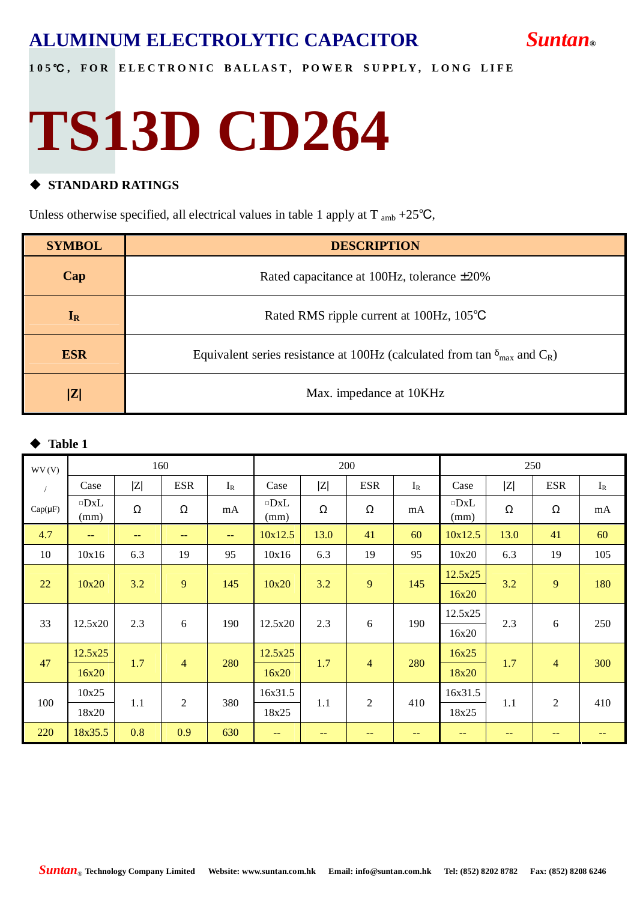# ALUMINUM ELECTROLYTIC CAPACITOR

**Suntan®**

**105℃, FOR ELECTRONIC BALLAST, POWER SUPPLY, LONG LIFE**

# TS13D CD264

## ◆ STANDARD RATINGS

Unless otherwise specified, all electrical values in table 1 apply at $T_{amb}$ +25℃,

| SYMBOL | DESCRIPTION |
|---|---|
| **Cap** | Rated capacitance at 100Hz, tolerance ±20% |
| **$I_R$** | Rated RMS ripple current at 100Hz, 105℃ |
| **ESR** | Equivalent series resistance at 100Hz (calculated from tan $\delta_{max}$ and $C_R$) |
| **\|Z\|** | Max. impedance at 10KHz |

## ◆ Table 1

| WV (V) / Cap(μF) | 160 | | | | 200 | | | | 250 | | | |
|---|---|---|---|---|---|---|---|---|---|---|---|---|
| | Case | \|Z\| | ESR | $I_R$ | Case | \|Z\| | ESR | $I_R$ | Case | \|Z\| | ESR | $I_R$ |
| | □DxL (mm) | Ω | Ω | mA | □DxL (mm) | Ω | Ω | mA | □DxL (mm) | Ω | Ω | mA |
| 4.7 | -- | -- | -- | -- | 10x12.5 | 13.0 | 41 | 60 | 10x12.5 | 13.0 | 41 | 60 |
| 10 | 10x16 | 6.3 | 19 | 95 | 10x16 | 6.3 | 19 | 95 | 10x20 | 6.3 | 19 | 105 |
| 22 | 10x20 | 3.2 | 9 | 145 | 10x20 | 3.2 | 9 | 145 | 12.5x25 / 16x20 | 3.2 | 9 | 180 |
| 33 | 12.5x20 | 2.3 | 6 | 190 | 12.5x20 | 2.3 | 6 | 190 | 12.5x25 / 16x20 | 2.3 | 6 | 250 |
| 47 | 12.5x25 / 16x20 | 1.7 | 4 | 280 | 12.5x25 / 16x20 | 1.7 | 4 | 280 | 16x25 / 18x20 | 1.7 | 4 | 300 |
| 100 | 10x25 / 18x20 | 1.1 | 2 | 380 | 16x31.5 / 18x25 | 1.1 | 2 | 410 | 16x31.5 / 18x25 | 1.1 | 2 | 410 |
| 220 | 18x35.5 | 0.8 | 0.9 | 630 | -- | -- | -- | -- | -- | -- | -- | -- |

Suntan® Technology Company Limited Website: www.suntan.com.hk Email: info@suntan.com.hk Tel: (852) 8202 8782 Fax: (852) 8208 6246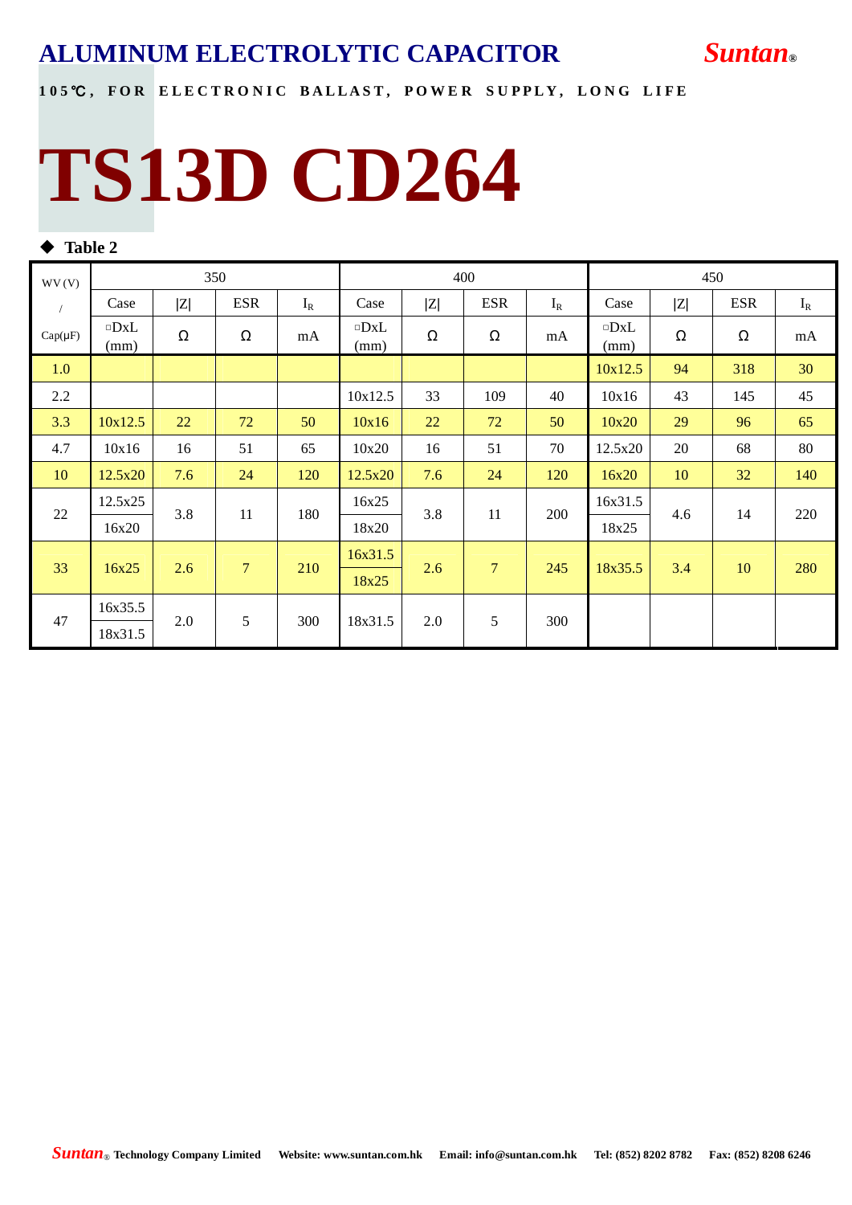# ALUMINUM ELECTROLYTIC CAPACITOR

***Suntan***®

**105℃, FOR ELECTRONIC BALLAST, POWER SUPPLY, LONG LIFE**

# TS13D CD264

◆ **Table 2**

| WV (V) / Cap(μF) | 350 | | | | 400 | | | | 450 | | | |
|---|---|---|---|---|---|---|---|---|---|---|---|---|
| | Case | \|Z\| | ESR | $I_R$ | Case | \|Z\| | ESR | $I_R$ | Case | \|Z\| | ESR | $I_R$ |
| | □DxL (mm) | Ω | Ω | mA | □DxL (mm) | Ω | Ω | mA | □DxL (mm) | Ω | Ω | mA |
| 1.0 | | | | | | | | | 10x12.5 | 94 | 318 | 30 |
| 2.2 | | | | | 10x12.5 | 33 | 109 | 40 | 10x16 | 43 | 145 | 45 |
| 3.3 | 10x12.5 | 22 | 72 | 50 | 10x16 | 22 | 72 | 50 | 10x20 | 29 | 96 | 65 |
| 4.7 | 10x16 | 16 | 51 | 65 | 10x20 | 16 | 51 | 70 | 12.5x20 | 20 | 68 | 80 |
| 10 | 12.5x20 | 7.6 | 24 | 120 | 12.5x20 | 7.6 | 24 | 120 | 16x20 | 10 | 32 | 140 |
| 22 | 12.5x25 / 16x20 | 3.8 | 11 | 180 | 16x25 / 18x20 | 3.8 | 11 | 200 | 16x31.5 / 18x25 | 4.6 | 14 | 220 |
| 33 | 16x25 | 2.6 | 7 | 210 | 16x31.5 / 18x25 | 2.6 | 7 | 245 | 18x35.5 | 3.4 | 10 | 280 |
| 47 | 16x35.5 / 18x31.5 | 2.0 | 5 | 300 | 18x31.5 | 2.0 | 5 | 300 | | | | |

***Suntan***® **Technology Company Limited** **Website: www.suntan.com.hk** **Email: info@suntan.com.hk** **Tel: (852) 8202 8782** **Fax: (852) 8208 6246**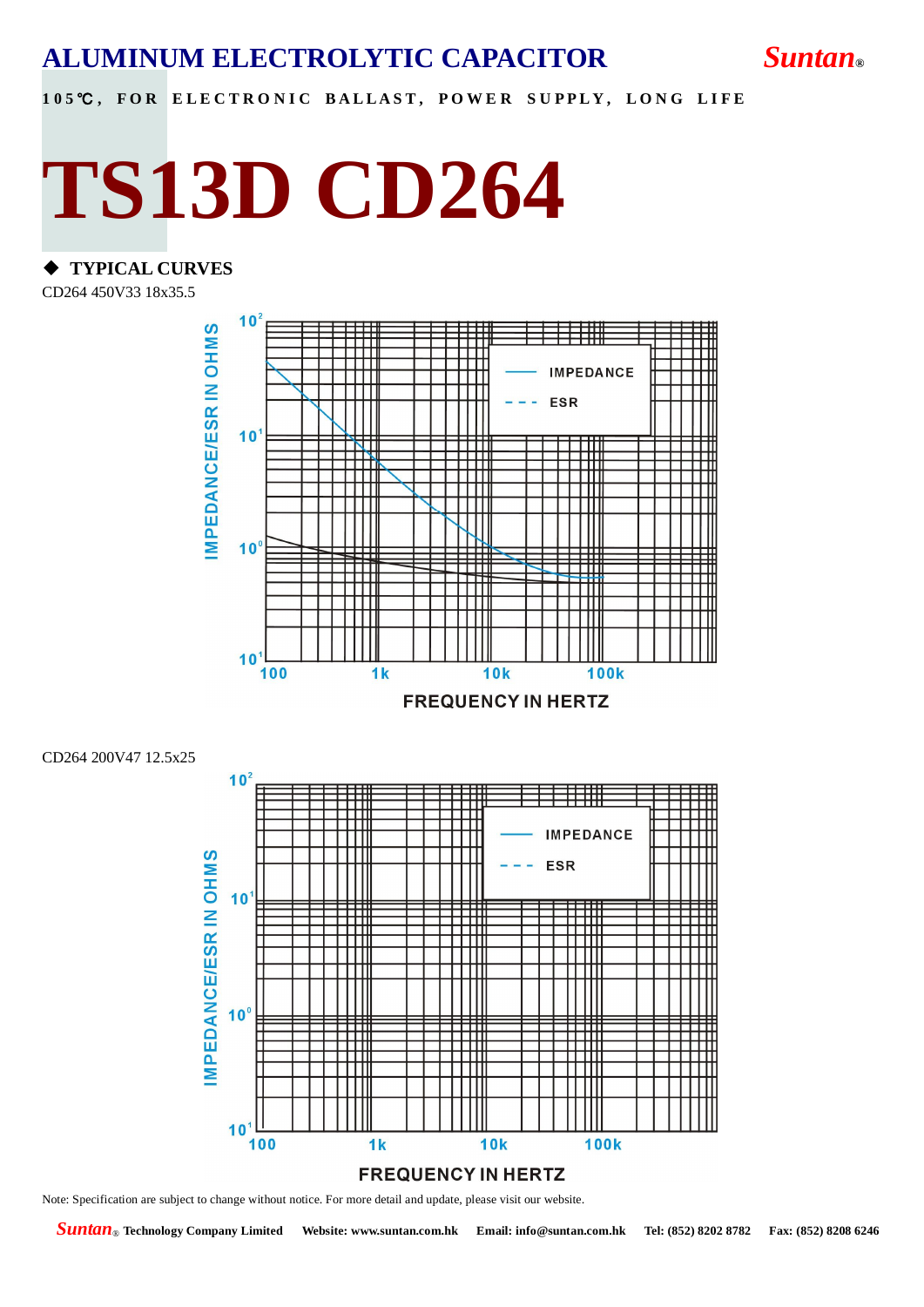# ALUMINUM ELECTROLYTIC CAPACITOR

*Suntan*®

**105℃, FOR ELECTRONIC BALLAST, POWER SUPPLY, LONG LIFE**

# TS13D CD264

## ◆ TYPICAL CURVES

CD264 450V33 18x35.5

IMPEDANCE/ESR IN OHMS

$10^2$

$10^1$

$10^0$

$10^1$

100

1k

10k

100k

FREQUENCY IN HERTZ

IMPEDANCE

ESR

CD264 200V47 12.5x25

IMPEDANCE/ESR IN OHMS

$10^2$

$10^1$

$10^0$

$10^1$

100

1k

10k

100k

FREQUENCY IN HERTZ

IMPEDANCE

ESR

Note: Specification are subject to change without notice. For more detail and update, please visit our website.

**Suntan® Technology Company Limited Website: www.suntan.com.hk Email: info@suntan.com.hk Tel: (852) 8202 8782 Fax: (852) 8208 6246**